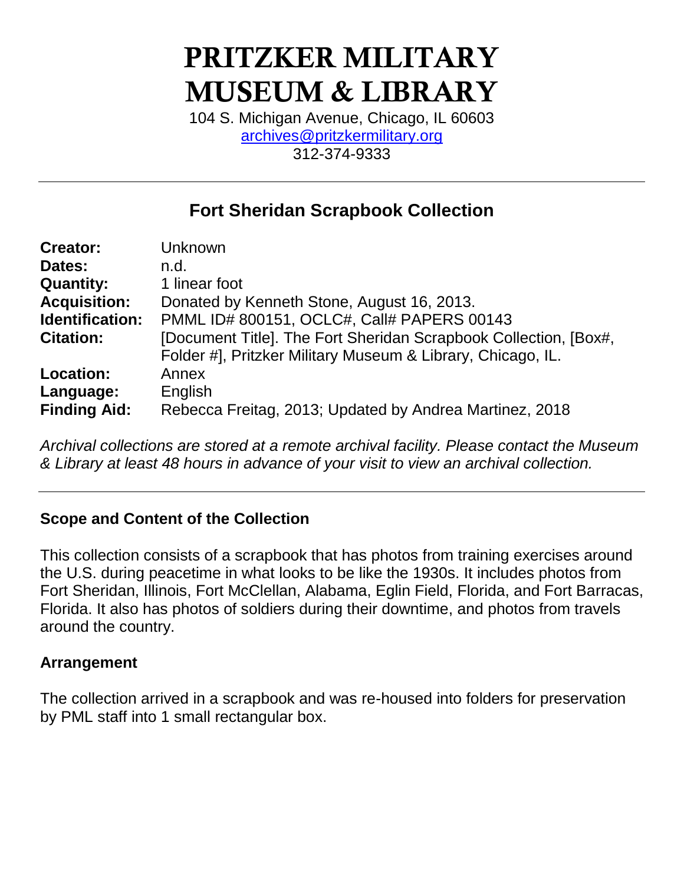# PRITZKER MILITARY MUSEUM & LIBRARY

104 S. Michigan Avenue, Chicago, IL 60603
archives@pritzkermilitary.org
312-374-9333

---

## Fort Sheridan Scrapbook Collection

| | |
|---|---|
| **Creator:** | Unknown |
| **Dates:** | n.d. |
| **Quantity:** | 1 linear foot |
| **Acquisition:** | Donated by Kenneth Stone, August 16, 2013. |
| **Identification:** | PMML ID# 800151, OCLC#, Call# PAPERS 00143 |
| **Citation:** | [Document Title]. The Fort Sheridan Scrapbook Collection, [Box#, Folder #], Pritzker Military Museum & Library, Chicago, IL. |
| **Location:** | Annex |
| **Language:** | English |
| **Finding Aid:** | Rebecca Freitag, 2013; Updated by Andrea Martinez, 2018 |

*Archival collections are stored at a remote archival facility. Please contact the Museum & Library at least 48 hours in advance of your visit to view an archival collection.*

---

### Scope and Content of the Collection

This collection consists of a scrapbook that has photos from training exercises around the U.S. during peacetime in what looks to be like the 1930s. It includes photos from Fort Sheridan, Illinois, Fort McClellan, Alabama, Eglin Field, Florida, and Fort Barracas, Florida. It also has photos of soldiers during their downtime, and photos from travels around the country.

### Arrangement

The collection arrived in a scrapbook and was re-housed into folders for preservation by PML staff into 1 small rectangular box.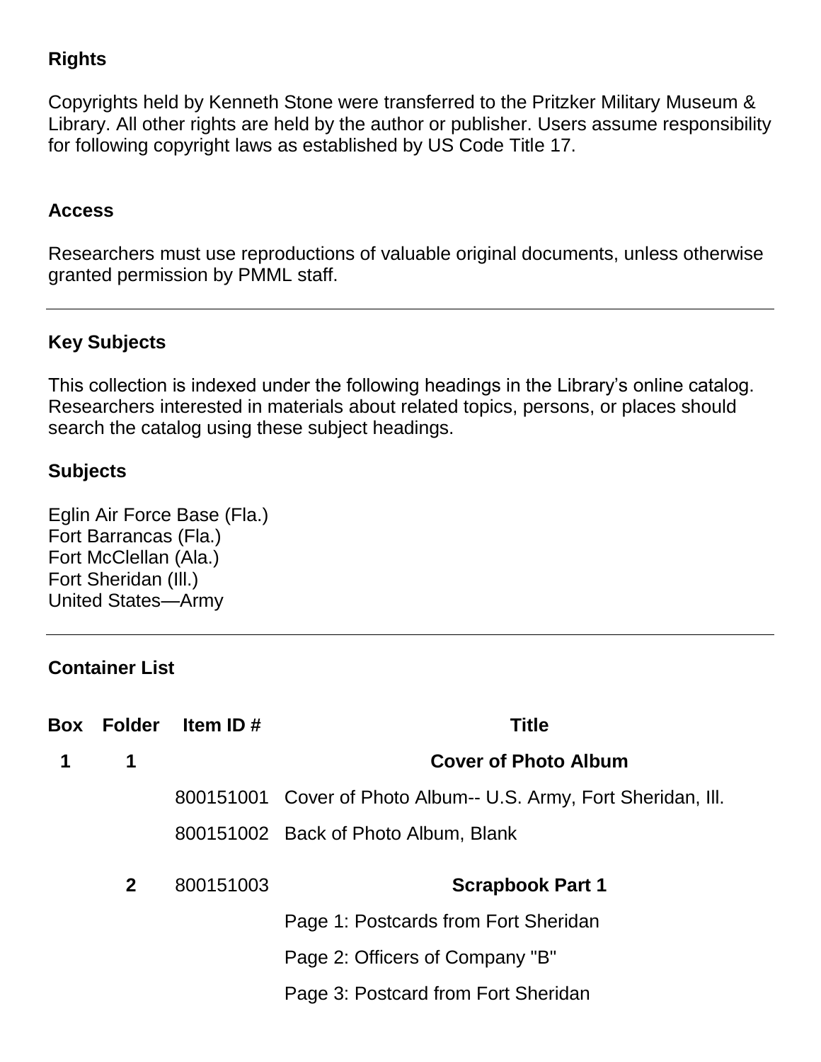### Rights

Copyrights held by Kenneth Stone were transferred to the Pritzker Military Museum & Library. All other rights are held by the author or publisher. Users assume responsibility for following copyright laws as established by US Code Title 17.

### Access

Researchers must use reproductions of valuable original documents, unless otherwise granted permission by PMML staff.

---

### Key Subjects

This collection is indexed under the following headings in the Library's online catalog. Researchers interested in materials about related topics, persons, or places should search the catalog using these subject headings.

### Subjects

Eglin Air Force Base (Fla.)
Fort Barrancas (Fla.)
Fort McClellan (Ala.)
Fort Sheridan (Ill.)
United States—Army

---

### Container List

| Box | Folder | Item ID # | Title |
|---|---|---|---|
| 1 | 1 | | **Cover of Photo Album** |
| | | 800151001 | Cover of Photo Album-- U.S. Army, Fort Sheridan, Ill. |
| | | 800151002 | Back of Photo Album, Blank |
| | 2 | 800151003 | **Scrapbook Part 1** |
| | | | Page 1: Postcards from Fort Sheridan |
| | | | Page 2: Officers of Company "B" |
| | | | Page 3: Postcard from Fort Sheridan |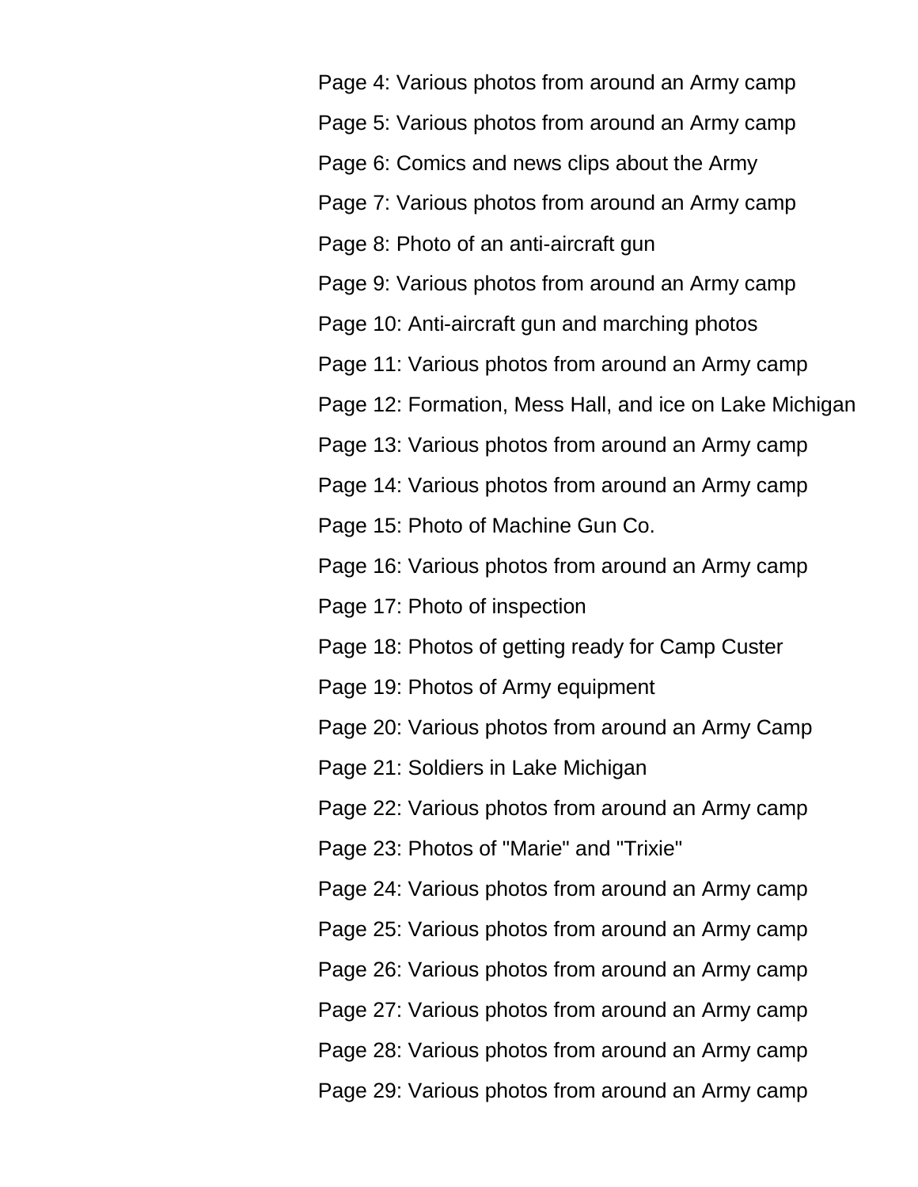Page 4: Various photos from around an Army camp

Page 5: Various photos from around an Army camp

Page 6: Comics and news clips about the Army

Page 7: Various photos from around an Army camp

Page 8: Photo of an anti-aircraft gun

Page 9: Various photos from around an Army camp

Page 10: Anti-aircraft gun and marching photos

Page 11: Various photos from around an Army camp

Page 12: Formation, Mess Hall, and ice on Lake Michigan

Page 13: Various photos from around an Army camp

Page 14: Various photos from around an Army camp

Page 15: Photo of Machine Gun Co.

Page 16: Various photos from around an Army camp

Page 17: Photo of inspection

Page 18: Photos of getting ready for Camp Custer

Page 19: Photos of Army equipment

Page 20: Various photos from around an Army Camp

Page 21: Soldiers in Lake Michigan

Page 22: Various photos from around an Army camp

Page 23: Photos of "Marie" and "Trixie"

Page 24: Various photos from around an Army camp

Page 25: Various photos from around an Army camp

Page 26: Various photos from around an Army camp

Page 27: Various photos from around an Army camp

Page 28: Various photos from around an Army camp

Page 29: Various photos from around an Army camp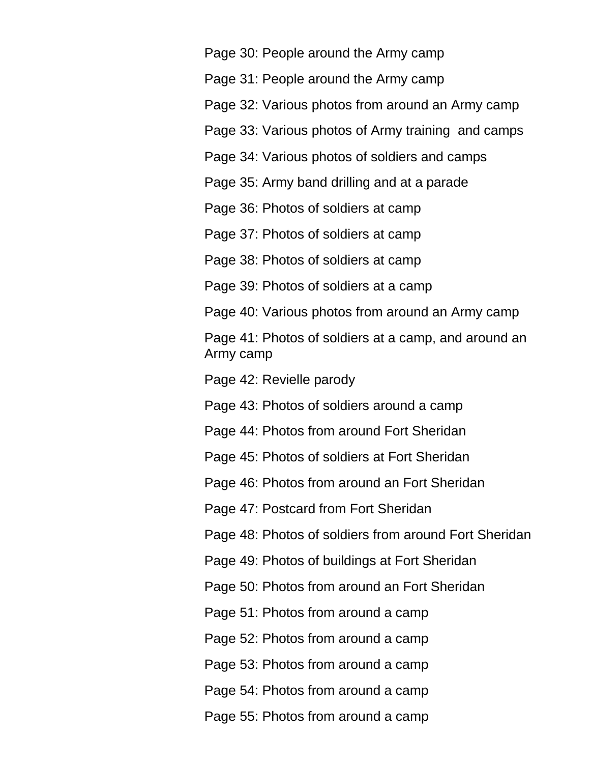Page 30: People around the Army camp

Page 31: People around the Army camp

Page 32: Various photos from around an Army camp

Page 33: Various photos of Army training  and camps

Page 34: Various photos of soldiers and camps

Page 35: Army band drilling and at a parade

Page 36: Photos of soldiers at camp

Page 37: Photos of soldiers at camp

Page 38: Photos of soldiers at camp

Page 39: Photos of soldiers at a camp

Page 40: Various photos from around an Army camp

Page 41: Photos of soldiers at a camp, and around an Army camp

Page 42: Revielle parody

Page 43: Photos of soldiers around a camp

Page 44: Photos from around Fort Sheridan

Page 45: Photos of soldiers at Fort Sheridan

Page 46: Photos from around an Fort Sheridan

Page 47: Postcard from Fort Sheridan

Page 48: Photos of soldiers from around Fort Sheridan

Page 49: Photos of buildings at Fort Sheridan

Page 50: Photos from around an Fort Sheridan

Page 51: Photos from around a camp

Page 52: Photos from around a camp

Page 53: Photos from around a camp

Page 54: Photos from around a camp

Page 55: Photos from around a camp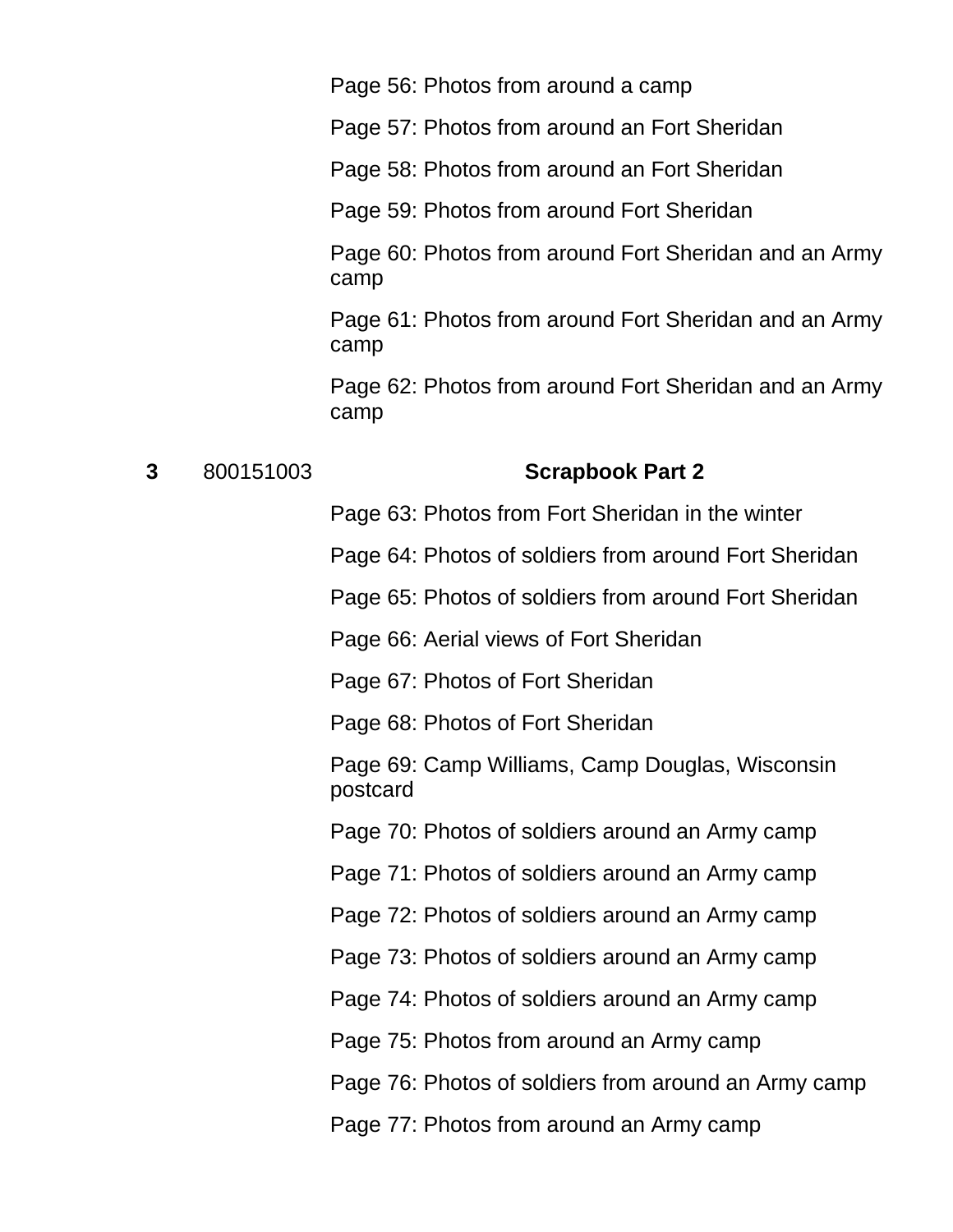Page 56: Photos from around a camp

Page 57: Photos from around an Fort Sheridan

Page 58: Photos from around an Fort Sheridan

Page 59: Photos from around Fort Sheridan

Page 60: Photos from around Fort Sheridan and an Army camp

Page 61: Photos from around Fort Sheridan and an Army camp

Page 62: Photos from around Fort Sheridan and an Army camp

**3** 800151003 **Scrapbook Part 2**

Page 63: Photos from Fort Sheridan in the winter

Page 64: Photos of soldiers from around Fort Sheridan

Page 65: Photos of soldiers from around Fort Sheridan

Page 66: Aerial views of Fort Sheridan

Page 67: Photos of Fort Sheridan

Page 68: Photos of Fort Sheridan

Page 69: Camp Williams, Camp Douglas, Wisconsin postcard

Page 70: Photos of soldiers around an Army camp

Page 71: Photos of soldiers around an Army camp

Page 72: Photos of soldiers around an Army camp

Page 73: Photos of soldiers around an Army camp

Page 74: Photos of soldiers around an Army camp

Page 75: Photos from around an Army camp

Page 76: Photos of soldiers from around an Army camp

Page 77: Photos from around an Army camp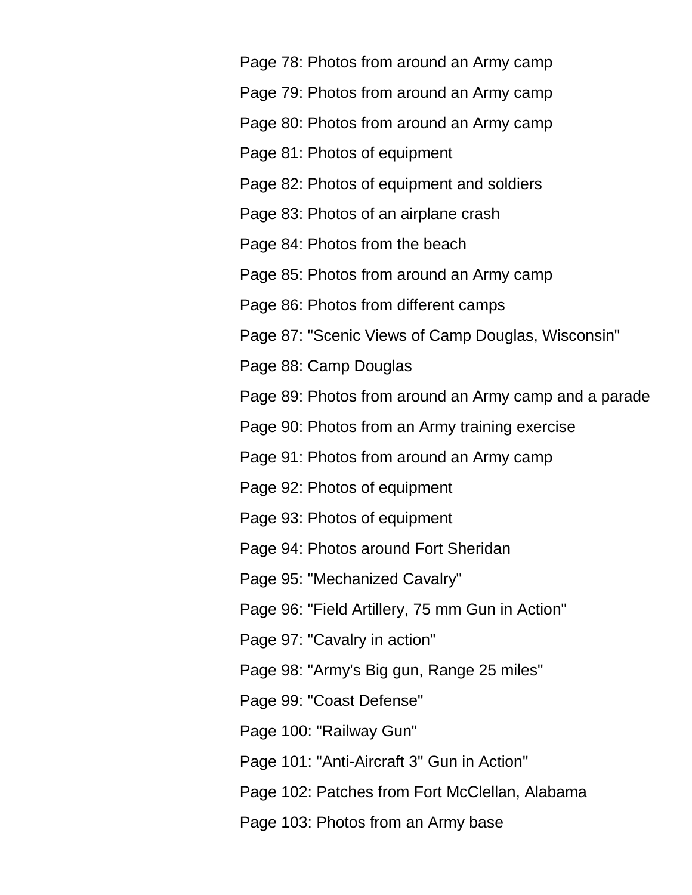Page 78: Photos from around an Army camp

Page 79: Photos from around an Army camp

Page 80: Photos from around an Army camp

Page 81: Photos of equipment

Page 82: Photos of equipment and soldiers

Page 83: Photos of an airplane crash

Page 84: Photos from the beach

Page 85: Photos from around an Army camp

Page 86: Photos from different camps

Page 87: "Scenic Views of Camp Douglas, Wisconsin"

Page 88: Camp Douglas

Page 89: Photos from around an Army camp and a parade

Page 90: Photos from an Army training exercise

Page 91: Photos from around an Army camp

Page 92: Photos of equipment

Page 93: Photos of equipment

Page 94: Photos around Fort Sheridan

Page 95: "Mechanized Cavalry"

Page 96: "Field Artillery, 75 mm Gun in Action"

Page 97: "Cavalry in action"

Page 98: "Army's Big gun, Range 25 miles"

Page 99: "Coast Defense"

Page 100: "Railway Gun"

Page 101: "Anti-Aircraft 3" Gun in Action"

Page 102: Patches from Fort McClellan, Alabama

Page 103: Photos from an Army base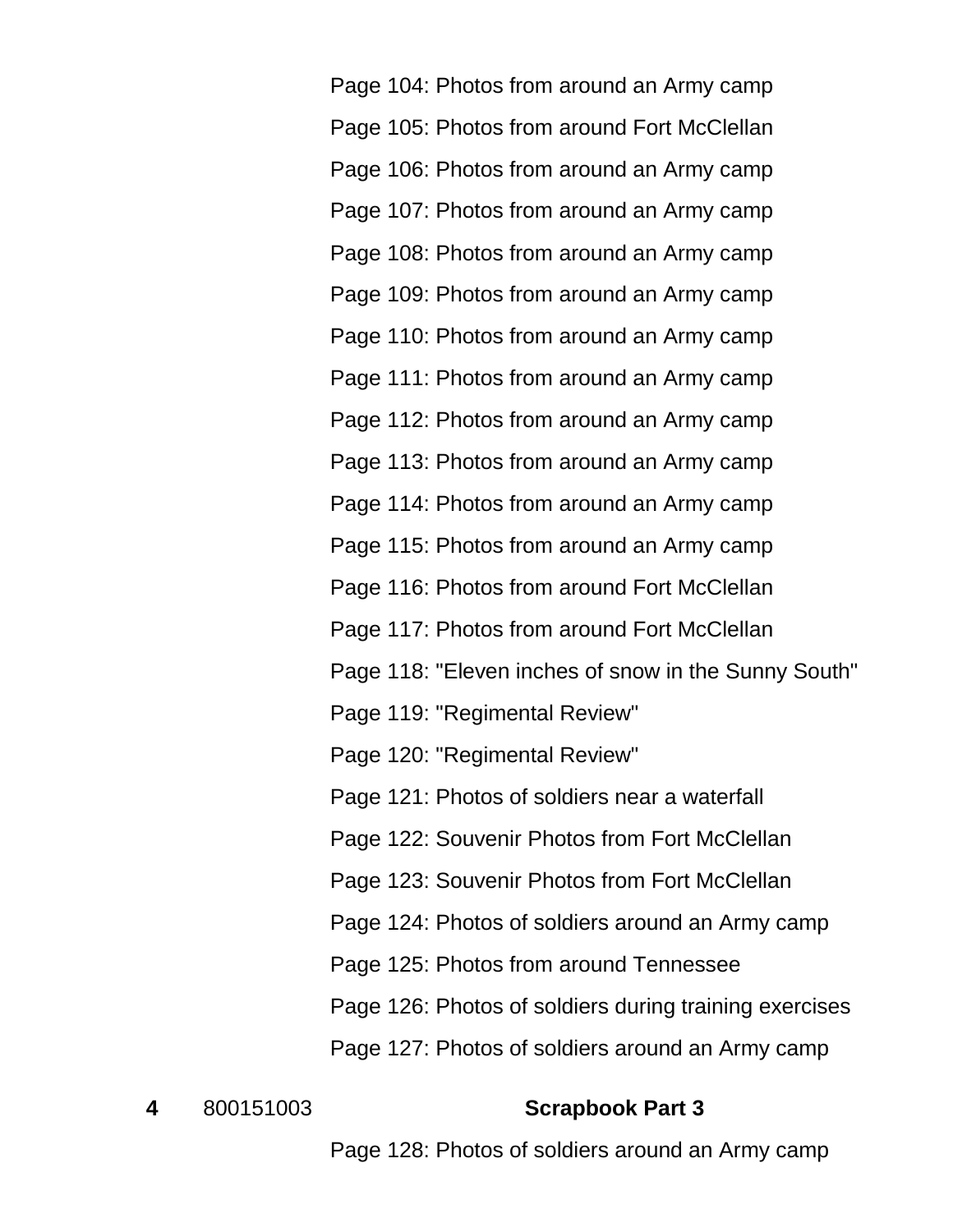Page 104: Photos from around an Army camp

Page 105: Photos from around Fort McClellan

Page 106: Photos from around an Army camp

Page 107: Photos from around an Army camp

Page 108: Photos from around an Army camp

Page 109: Photos from around an Army camp

Page 110: Photos from around an Army camp

Page 111: Photos from around an Army camp

Page 112: Photos from around an Army camp

Page 113: Photos from around an Army camp

Page 114: Photos from around an Army camp

Page 115: Photos from around an Army camp

Page 116: Photos from around Fort McClellan

Page 117: Photos from around Fort McClellan

Page 118: "Eleven inches of snow in the Sunny South"

Page 119: "Regimental Review"

Page 120: "Regimental Review"

Page 121: Photos of soldiers near a waterfall

Page 122: Souvenir Photos from Fort McClellan

Page 123: Souvenir Photos from Fort McClellan

Page 124: Photos of soldiers around an Army camp

Page 125: Photos from around Tennessee

Page 126: Photos of soldiers during training exercises

Page 127: Photos of soldiers around an Army camp

**4** 800151003 **Scrapbook Part 3**

Page 128: Photos of soldiers around an Army camp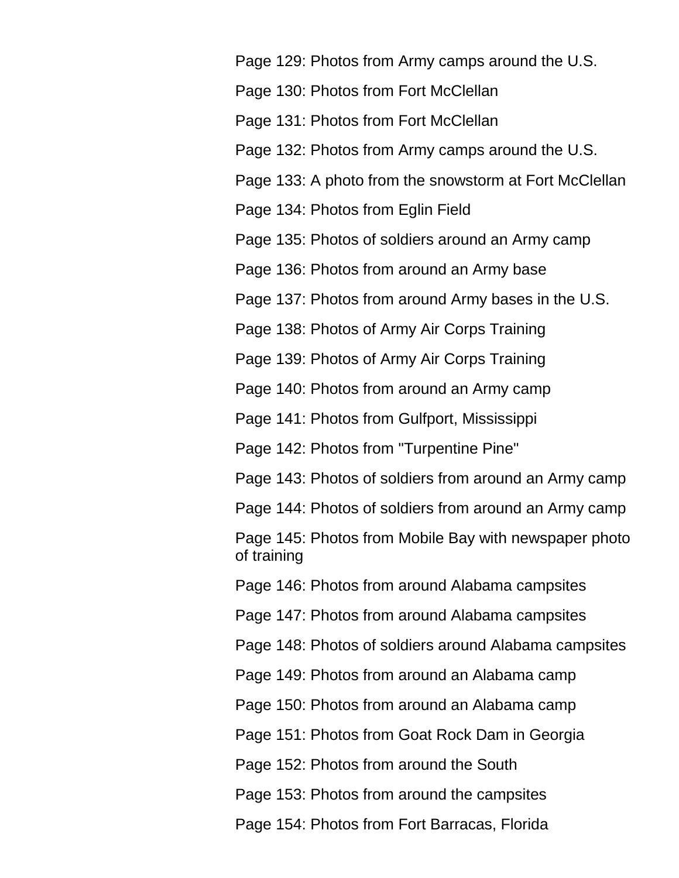Page 129: Photos from Army camps around the U.S.

Page 130: Photos from Fort McClellan

Page 131: Photos from Fort McClellan

Page 132: Photos from Army camps around the U.S.

Page 133: A photo from the snowstorm at Fort McClellan

Page 134: Photos from Eglin Field

Page 135: Photos of soldiers around an Army camp

Page 136: Photos from around an Army base

Page 137: Photos from around Army bases in the U.S.

Page 138: Photos of Army Air Corps Training

Page 139: Photos of Army Air Corps Training

Page 140: Photos from around an Army camp

Page 141: Photos from Gulfport, Mississippi

Page 142: Photos from "Turpentine Pine"

Page 143: Photos of soldiers from around an Army camp

Page 144: Photos of soldiers from around an Army camp

Page 145: Photos from Mobile Bay with newspaper photo of training

Page 146: Photos from around Alabama campsites

Page 147: Photos from around Alabama campsites

Page 148: Photos of soldiers around Alabama campsites

Page 149: Photos from around an Alabama camp

Page 150: Photos from around an Alabama camp

Page 151: Photos from Goat Rock Dam in Georgia

Page 152: Photos from around the South

Page 153: Photos from around the campsites

Page 154: Photos from Fort Barracas, Florida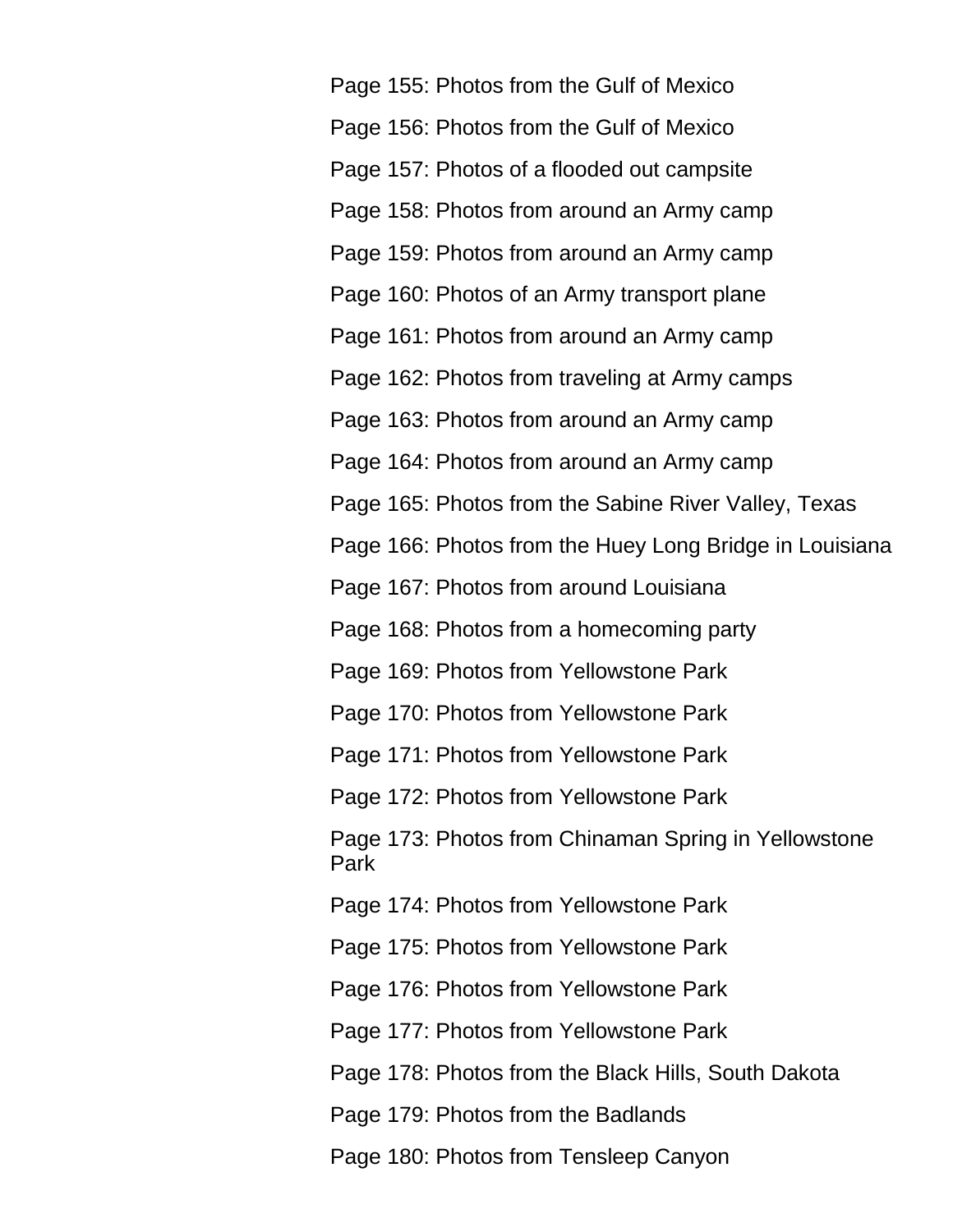Page 155: Photos from the Gulf of Mexico

Page 156: Photos from the Gulf of Mexico

Page 157: Photos of a flooded out campsite

Page 158: Photos from around an Army camp

Page 159: Photos from around an Army camp

Page 160: Photos of an Army transport plane

Page 161: Photos from around an Army camp

Page 162: Photos from traveling at Army camps

Page 163: Photos from around an Army camp

Page 164: Photos from around an Army camp

Page 165: Photos from the Sabine River Valley, Texas

Page 166: Photos from the Huey Long Bridge in Louisiana

Page 167: Photos from around Louisiana

Page 168: Photos from a homecoming party

Page 169: Photos from Yellowstone Park

Page 170: Photos from Yellowstone Park

Page 171: Photos from Yellowstone Park

Page 172: Photos from Yellowstone Park

Page 173: Photos from Chinaman Spring in Yellowstone Park

Page 174: Photos from Yellowstone Park

Page 175: Photos from Yellowstone Park

Page 176: Photos from Yellowstone Park

Page 177: Photos from Yellowstone Park

Page 178: Photos from the Black Hills, South Dakota

Page 179: Photos from the Badlands

Page 180: Photos from Tensleep Canyon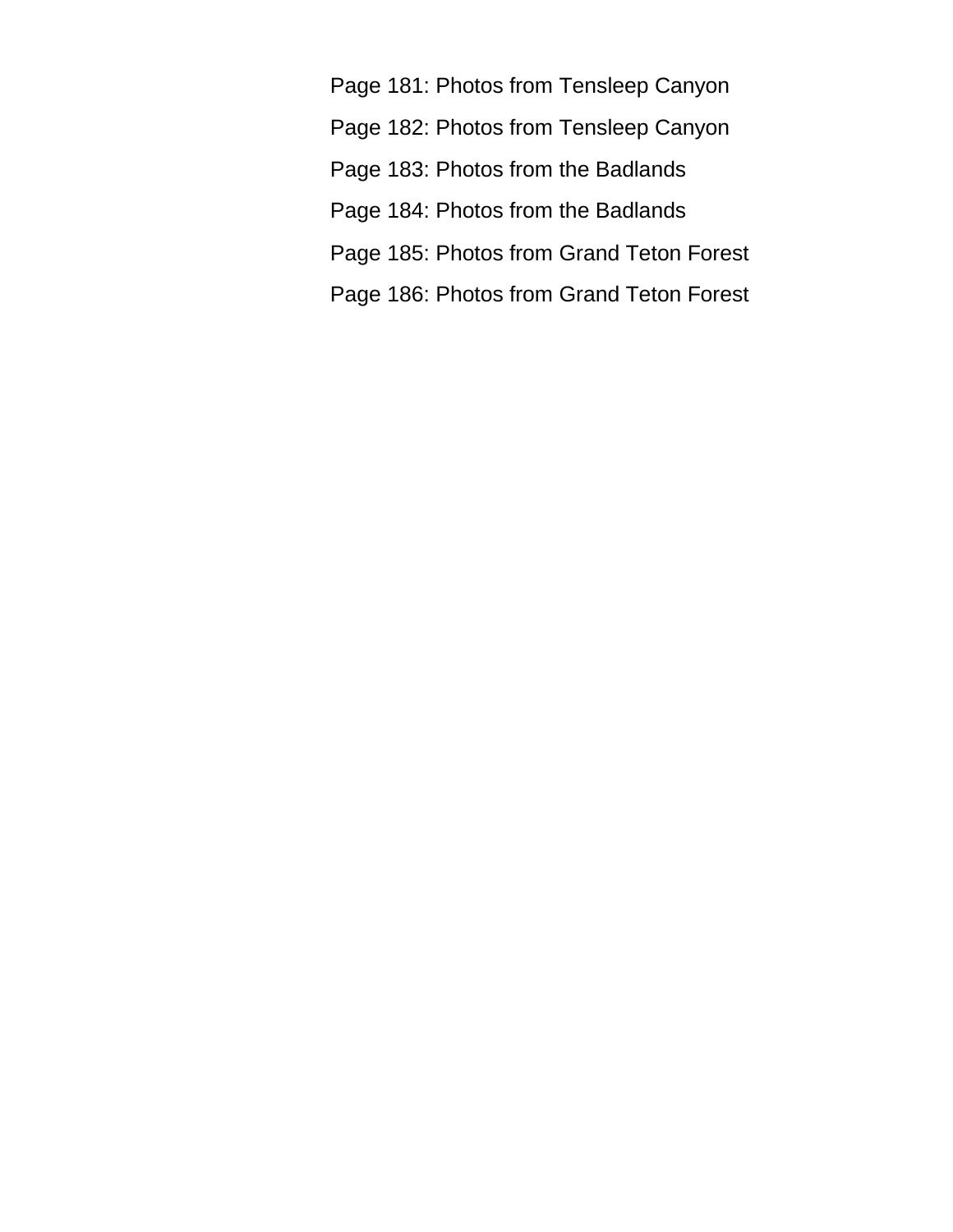Page 181: Photos from Tensleep Canyon

Page 182: Photos from Tensleep Canyon

Page 183: Photos from the Badlands

Page 184: Photos from the Badlands

Page 185: Photos from Grand Teton Forest

Page 186: Photos from Grand Teton Forest